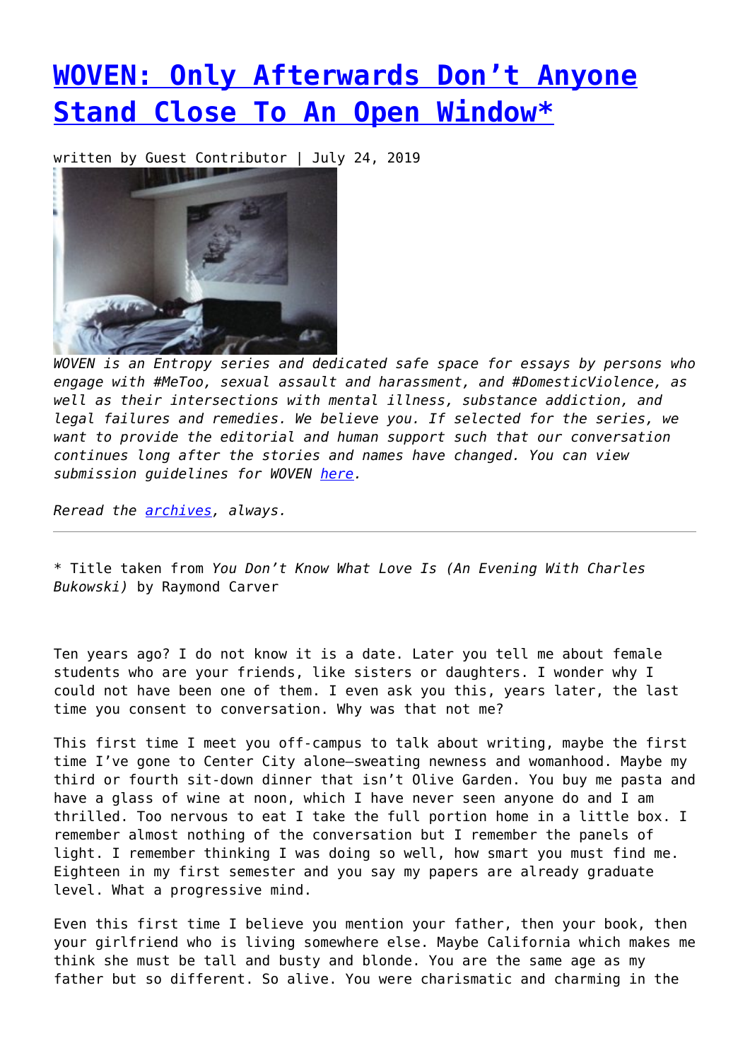# [WOVEN: Only Afterwards Don't Anyone Stand Close To An Open Window*]

written by Guest Contributor | July 24, 2019

*WOVEN is an Entropy series and dedicated safe space for essays by persons who engage with #MeToo, sexual assault and harassment, and #DomesticViolence, as well as their intersections with mental illness, substance addiction, and legal failures and remedies. We believe you. If selected for the series, we want to provide the editorial and human support such that our conversation continues long after the stories and names have changed. You can view submission guidelines for WOVEN [here].*

*Reread the [archives], always.*

---

\* Title taken from *You Don't Know What Love Is (An Evening With Charles Bukowski)* by Raymond Carver

Ten years ago? I do not know it is a date. Later you tell me about female students who are your friends, like sisters or daughters. I wonder why I could not have been one of them. I even ask you this, years later, the last time you consent to conversation. Why was that not me?

This first time I meet you off-campus to talk about writing, maybe the first time I've gone to Center City alone—sweating newness and womanhood. Maybe my third or fourth sit-down dinner that isn't Olive Garden. You buy me pasta and have a glass of wine at noon, which I have never seen anyone do and I am thrilled. Too nervous to eat I take the full portion home in a little box. I remember almost nothing of the conversation but I remember the panels of light. I remember thinking I was doing so well, how smart you must find me. Eighteen in my first semester and you say my papers are already graduate level. What a progressive mind.

Even this first time I believe you mention your father, then your book, then your girlfriend who is living somewhere else. Maybe California which makes me think she must be tall and busty and blonde. You are the same age as my father but so different. So alive. You were charismatic and charming in the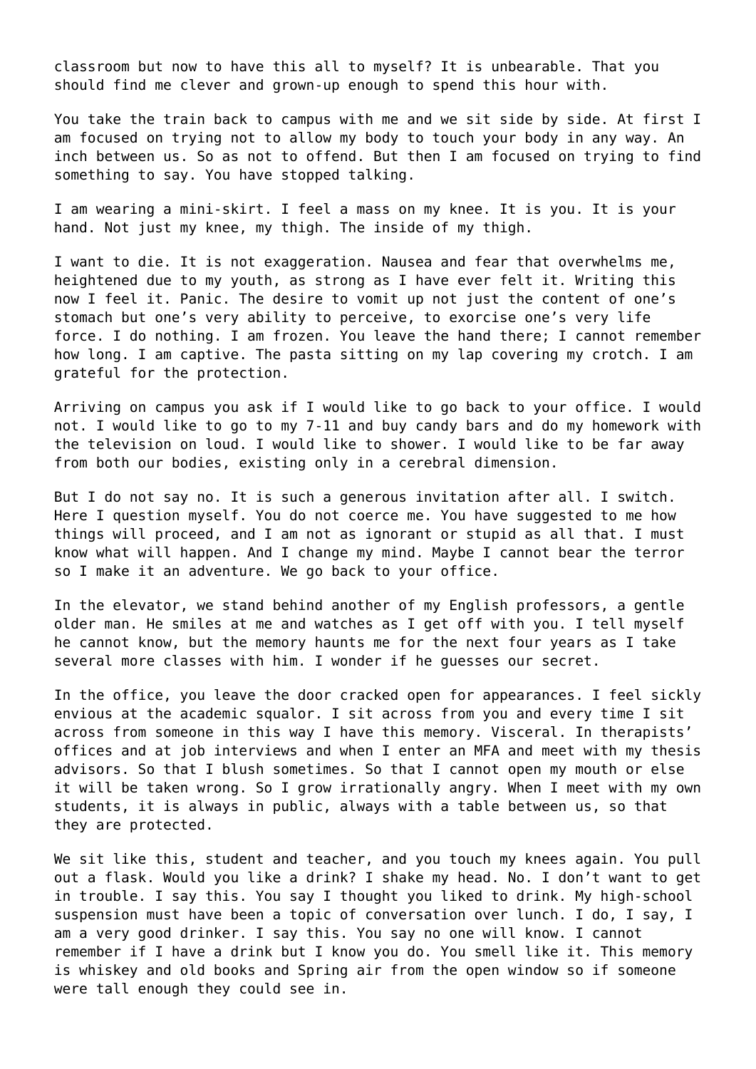classroom but now to have this all to myself? It is unbearable. That you should find me clever and grown-up enough to spend this hour with.

You take the train back to campus with me and we sit side by side. At first I am focused on trying not to allow my body to touch your body in any way. An inch between us. So as not to offend. But then I am focused on trying to find something to say. You have stopped talking.

I am wearing a mini-skirt. I feel a mass on my knee. It is you. It is your hand. Not just my knee, my thigh. The inside of my thigh.

I want to die. It is not exaggeration. Nausea and fear that overwhelms me, heightened due to my youth, as strong as I have ever felt it. Writing this now I feel it. Panic. The desire to vomit up not just the content of one's stomach but one's very ability to perceive, to exorcise one's very life force. I do nothing. I am frozen. You leave the hand there; I cannot remember how long. I am captive. The pasta sitting on my lap covering my crotch. I am grateful for the protection.

Arriving on campus you ask if I would like to go back to your office. I would not. I would like to go to my 7-11 and buy candy bars and do my homework with the television on loud. I would like to shower. I would like to be far away from both our bodies, existing only in a cerebral dimension.

But I do not say no. It is such a generous invitation after all. I switch. Here I question myself. You do not coerce me. You have suggested to me how things will proceed, and I am not as ignorant or stupid as all that. I must know what will happen. And I change my mind. Maybe I cannot bear the terror so I make it an adventure. We go back to your office.

In the elevator, we stand behind another of my English professors, a gentle older man. He smiles at me and watches as I get off with you. I tell myself he cannot know, but the memory haunts me for the next four years as I take several more classes with him. I wonder if he guesses our secret.

In the office, you leave the door cracked open for appearances. I feel sickly envious at the academic squalor. I sit across from you and every time I sit across from someone in this way I have this memory. Visceral. In therapists' offices and at job interviews and when I enter an MFA and meet with my thesis advisors. So that I blush sometimes. So that I cannot open my mouth or else it will be taken wrong. So I grow irrationally angry. When I meet with my own students, it is always in public, always with a table between us, so that they are protected.

We sit like this, student and teacher, and you touch my knees again. You pull out a flask. Would you like a drink? I shake my head. No. I don't want to get in trouble. I say this. You say I thought you liked to drink. My high-school suspension must have been a topic of conversation over lunch. I do, I say, I am a very good drinker. I say this. You say no one will know. I cannot remember if I have a drink but I know you do. You smell like it. This memory is whiskey and old books and Spring air from the open window so if someone were tall enough they could see in.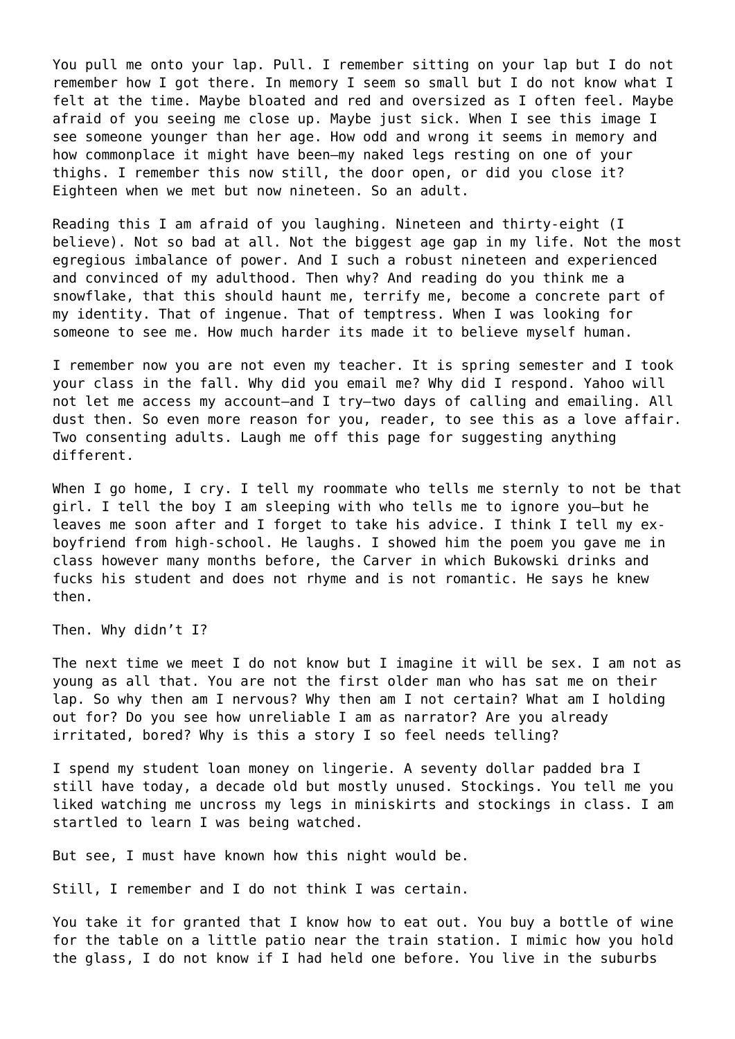You pull me onto your lap. Pull. I remember sitting on your lap but I do not remember how I got there. In memory I seem so small but I do not know what I felt at the time. Maybe bloated and red and oversized as I often feel. Maybe afraid of you seeing me close up. Maybe just sick. When I see this image I see someone younger than her age. How odd and wrong it seems in memory and how commonplace it might have been—my naked legs resting on one of your thighs. I remember this now still, the door open, or did you close it? Eighteen when we met but now nineteen. So an adult.

Reading this I am afraid of you laughing. Nineteen and thirty-eight (I believe). Not so bad at all. Not the biggest age gap in my life. Not the most egregious imbalance of power. And I such a robust nineteen and experienced and convinced of my adulthood. Then why? And reading do you think me a snowflake, that this should haunt me, terrify me, become a concrete part of my identity. That of ingenue. That of temptress. When I was looking for someone to see me. How much harder its made it to believe myself human.

I remember now you are not even my teacher. It is spring semester and I took your class in the fall. Why did you email me? Why did I respond. Yahoo will not let me access my account—and I try—two days of calling and emailing. All dust then. So even more reason for you, reader, to see this as a love affair. Two consenting adults. Laugh me off this page for suggesting anything different.

When I go home, I cry. I tell my roommate who tells me sternly to not be that girl. I tell the boy I am sleeping with who tells me to ignore you—but he leaves me soon after and I forget to take his advice. I think I tell my ex-boyfriend from high-school. He laughs. I showed him the poem you gave me in class however many months before, the Carver in which Bukowski drinks and fucks his student and does not rhyme and is not romantic. He says he knew then.

Then. Why didn't I?

The next time we meet I do not know but I imagine it will be sex. I am not as young as all that. You are not the first older man who has sat me on their lap. So why then am I nervous? Why then am I not certain? What am I holding out for? Do you see how unreliable I am as narrator? Are you already irritated, bored? Why is this a story I so feel needs telling?

I spend my student loan money on lingerie. A seventy dollar padded bra I still have today, a decade old but mostly unused. Stockings. You tell me you liked watching me uncross my legs in miniskirts and stockings in class. I am startled to learn I was being watched.

But see, I must have known how this night would be.

Still, I remember and I do not think I was certain.

You take it for granted that I know how to eat out. You buy a bottle of wine for the table on a little patio near the train station. I mimic how you hold the glass, I do not know if I had held one before. You live in the suburbs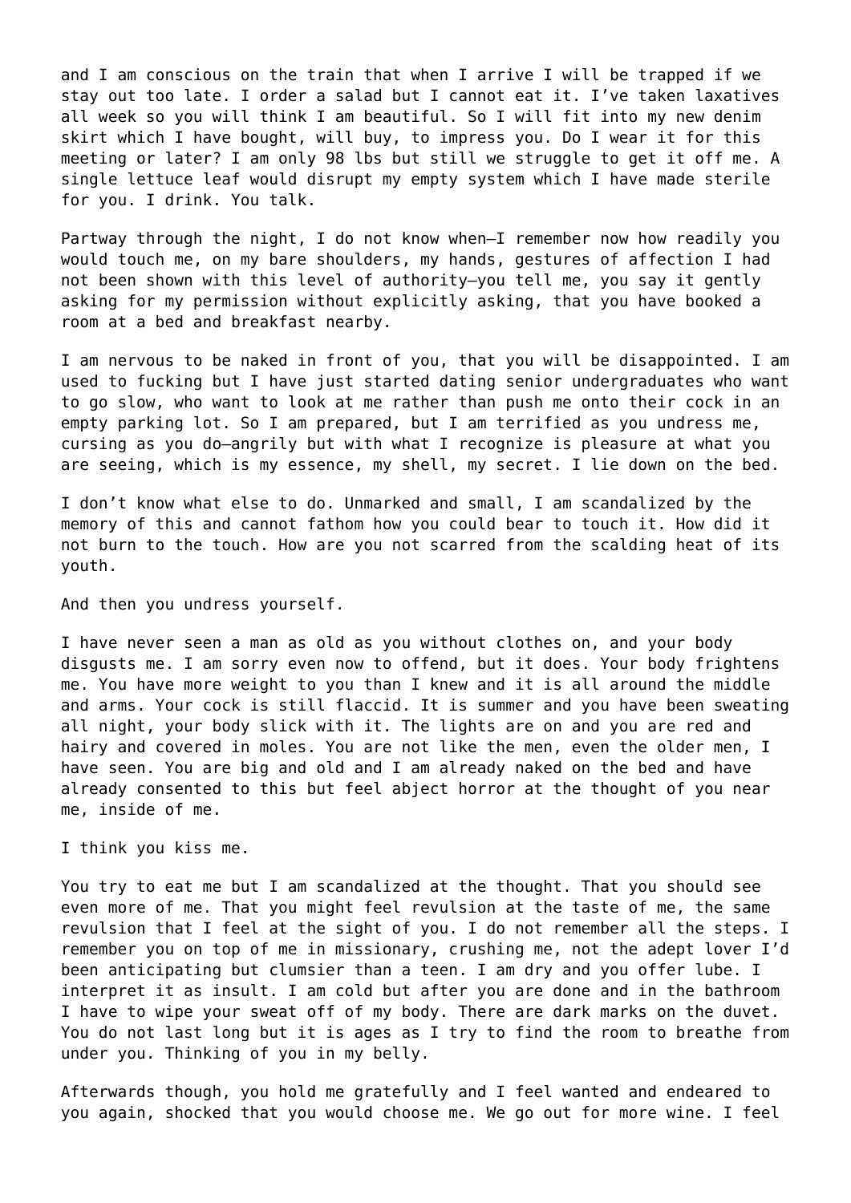and I am conscious on the train that when I arrive I will be trapped if we stay out too late. I order a salad but I cannot eat it. I've taken laxatives all week so you will think I am beautiful. So I will fit into my new denim skirt which I have bought, will buy, to impress you. Do I wear it for this meeting or later? I am only 98 lbs but still we struggle to get it off me. A single lettuce leaf would disrupt my empty system which I have made sterile for you. I drink. You talk.

Partway through the night, I do not know when—I remember now how readily you would touch me, on my bare shoulders, my hands, gestures of affection I had not been shown with this level of authority—you tell me, you say it gently asking for my permission without explicitly asking, that you have booked a room at a bed and breakfast nearby.

I am nervous to be naked in front of you, that you will be disappointed. I am used to fucking but I have just started dating senior undergraduates who want to go slow, who want to look at me rather than push me onto their cock in an empty parking lot. So I am prepared, but I am terrified as you undress me, cursing as you do—angrily but with what I recognize is pleasure at what you are seeing, which is my essence, my shell, my secret. I lie down on the bed.

I don't know what else to do. Unmarked and small, I am scandalized by the memory of this and cannot fathom how you could bear to touch it. How did it not burn to the touch. How are you not scarred from the scalding heat of its youth.

And then you undress yourself.

I have never seen a man as old as you without clothes on, and your body disgusts me. I am sorry even now to offend, but it does. Your body frightens me. You have more weight to you than I knew and it is all around the middle and arms. Your cock is still flaccid. It is summer and you have been sweating all night, your body slick with it. The lights are on and you are red and hairy and covered in moles. You are not like the men, even the older men, I have seen. You are big and old and I am already naked on the bed and have already consented to this but feel abject horror at the thought of you near me, inside of me.

I think you kiss me.

You try to eat me but I am scandalized at the thought. That you should see even more of me. That you might feel revulsion at the taste of me, the same revulsion that I feel at the sight of you. I do not remember all the steps. I remember you on top of me in missionary, crushing me, not the adept lover I'd been anticipating but clumsier than a teen. I am dry and you offer lube. I interpret it as insult. I am cold but after you are done and in the bathroom I have to wipe your sweat off of my body. There are dark marks on the duvet. You do not last long but it is ages as I try to find the room to breathe from under you. Thinking of you in my belly.

Afterwards though, you hold me gratefully and I feel wanted and endeared to you again, shocked that you would choose me. We go out for more wine. I feel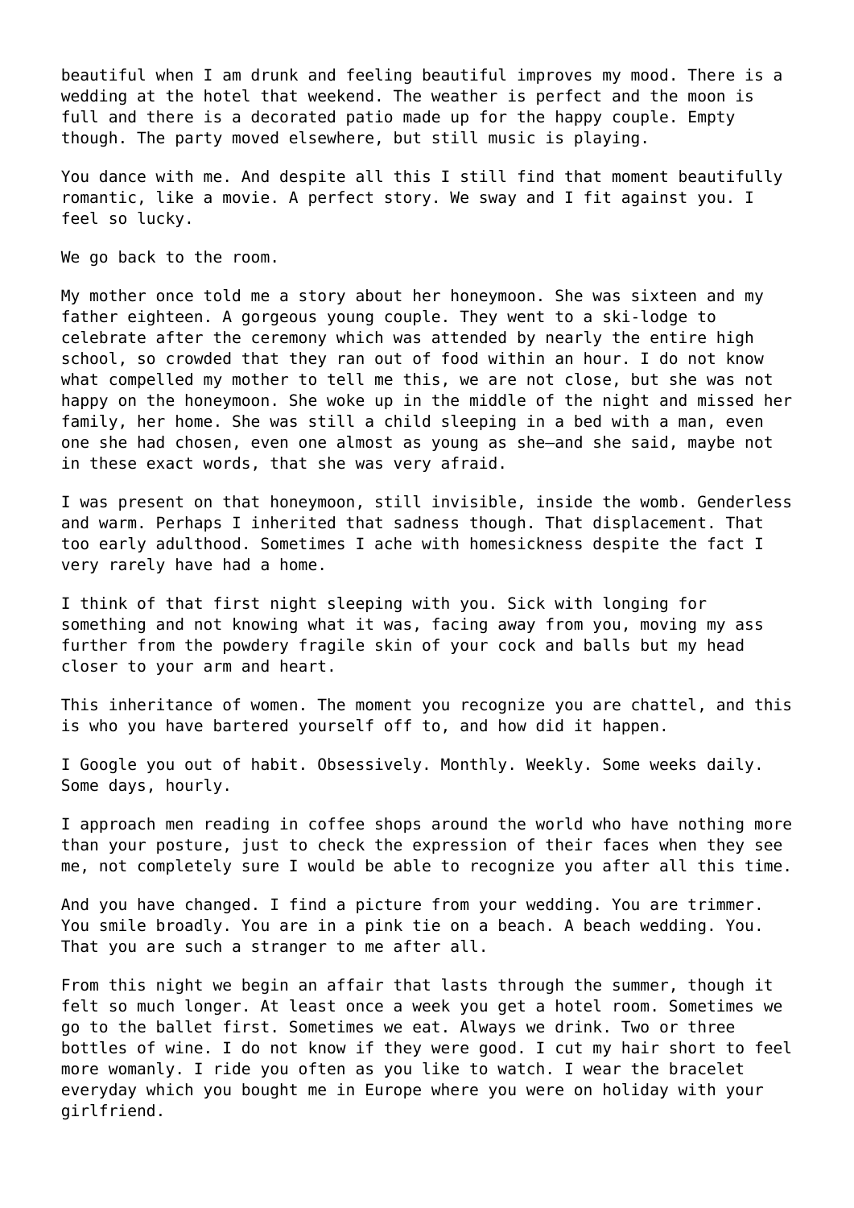beautiful when I am drunk and feeling beautiful improves my mood. There is a wedding at the hotel that weekend. The weather is perfect and the moon is full and there is a decorated patio made up for the happy couple. Empty though. The party moved elsewhere, but still music is playing.

You dance with me. And despite all this I still find that moment beautifully romantic, like a movie. A perfect story. We sway and I fit against you. I feel so lucky.

We go back to the room.

My mother once told me a story about her honeymoon. She was sixteen and my father eighteen. A gorgeous young couple. They went to a ski-lodge to celebrate after the ceremony which was attended by nearly the entire high school, so crowded that they ran out of food within an hour. I do not know what compelled my mother to tell me this, we are not close, but she was not happy on the honeymoon. She woke up in the middle of the night and missed her family, her home. She was still a child sleeping in a bed with a man, even one she had chosen, even one almost as young as she—and she said, maybe not in these exact words, that she was very afraid.

I was present on that honeymoon, still invisible, inside the womb. Genderless and warm. Perhaps I inherited that sadness though. That displacement. That too early adulthood. Sometimes I ache with homesickness despite the fact I very rarely have had a home.

I think of that first night sleeping with you. Sick with longing for something and not knowing what it was, facing away from you, moving my ass further from the powdery fragile skin of your cock and balls but my head closer to your arm and heart.

This inheritance of women. The moment you recognize you are chattel, and this is who you have bartered yourself off to, and how did it happen.

I Google you out of habit. Obsessively. Monthly. Weekly. Some weeks daily. Some days, hourly.

I approach men reading in coffee shops around the world who have nothing more than your posture, just to check the expression of their faces when they see me, not completely sure I would be able to recognize you after all this time.

And you have changed. I find a picture from your wedding. You are trimmer. You smile broadly. You are in a pink tie on a beach. A beach wedding. You. That you are such a stranger to me after all.

From this night we begin an affair that lasts through the summer, though it felt so much longer. At least once a week you get a hotel room. Sometimes we go to the ballet first. Sometimes we eat. Always we drink. Two or three bottles of wine. I do not know if they were good. I cut my hair short to feel more womanly. I ride you often as you like to watch. I wear the bracelet everyday which you bought me in Europe where you were on holiday with your girlfriend.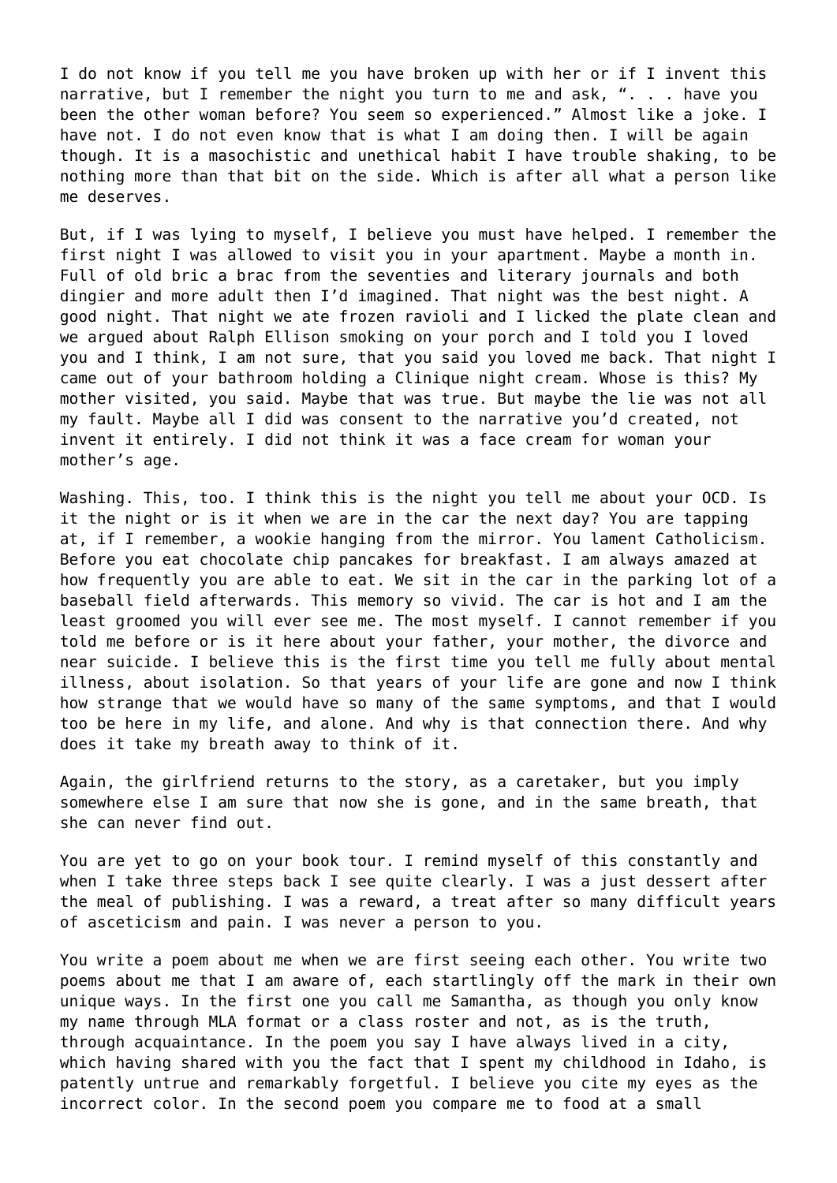I do not know if you tell me you have broken up with her or if I invent this narrative, but I remember the night you turn to me and ask, ". . . have you been the other woman before? You seem so experienced." Almost like a joke. I have not. I do not even know that is what I am doing then. I will be again though. It is a masochistic and unethical habit I have trouble shaking, to be nothing more than that bit on the side. Which is after all what a person like me deserves.

But, if I was lying to myself, I believe you must have helped. I remember the first night I was allowed to visit you in your apartment. Maybe a month in. Full of old bric a brac from the seventies and literary journals and both dingier and more adult then I'd imagined. That night was the best night. A good night. That night we ate frozen ravioli and I licked the plate clean and we argued about Ralph Ellison smoking on your porch and I told you I loved you and I think, I am not sure, that you said you loved me back. That night I came out of your bathroom holding a Clinique night cream. Whose is this? My mother visited, you said. Maybe that was true. But maybe the lie was not all my fault. Maybe all I did was consent to the narrative you'd created, not invent it entirely. I did not think it was a face cream for woman your mother's age.

Washing. This, too. I think this is the night you tell me about your OCD. Is it the night or is it when we are in the car the next day? You are tapping at, if I remember, a wookie hanging from the mirror. You lament Catholicism. Before you eat chocolate chip pancakes for breakfast. I am always amazed at how frequently you are able to eat. We sit in the car in the parking lot of a baseball field afterwards. This memory so vivid. The car is hot and I am the least groomed you will ever see me. The most myself. I cannot remember if you told me before or is it here about your father, your mother, the divorce and near suicide. I believe this is the first time you tell me fully about mental illness, about isolation. So that years of your life are gone and now I think how strange that we would have so many of the same symptoms, and that I would too be here in my life, and alone. And why is that connection there. And why does it take my breath away to think of it.

Again, the girlfriend returns to the story, as a caretaker, but you imply somewhere else I am sure that now she is gone, and in the same breath, that she can never find out.

You are yet to go on your book tour. I remind myself of this constantly and when I take three steps back I see quite clearly. I was a just dessert after the meal of publishing. I was a reward, a treat after so many difficult years of asceticism and pain. I was never a person to you.

You write a poem about me when we are first seeing each other. You write two poems about me that I am aware of, each startlingly off the mark in their own unique ways. In the first one you call me Samantha, as though you only know my name through MLA format or a class roster and not, as is the truth, through acquaintance. In the poem you say I have always lived in a city, which having shared with you the fact that I spent my childhood in Idaho, is patently untrue and remarkably forgetful. I believe you cite my eyes as the incorrect color. In the second poem you compare me to food at a small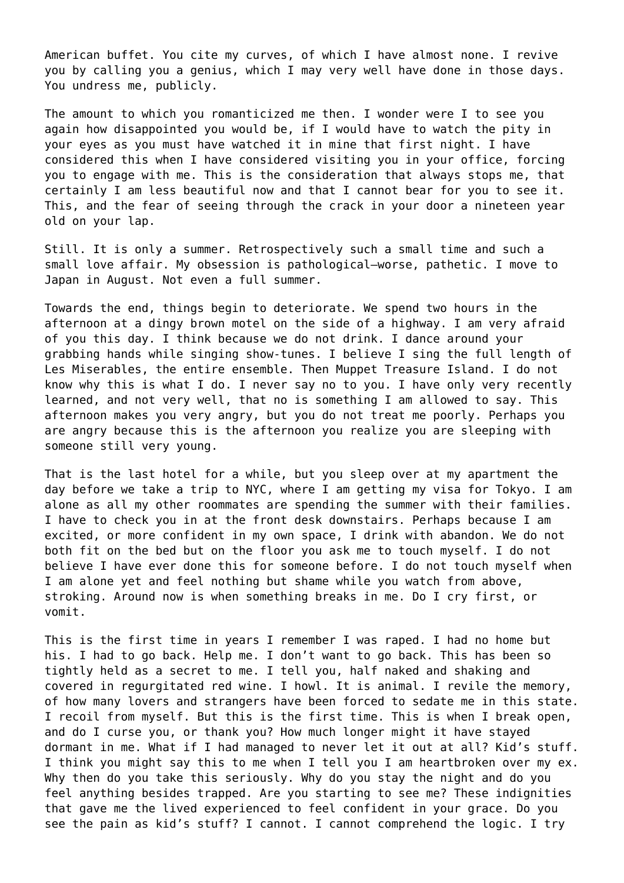American buffet. You cite my curves, of which I have almost none. I revive you by calling you a genius, which I may very well have done in those days. You undress me, publicly.

The amount to which you romanticized me then. I wonder were I to see you again how disappointed you would be, if I would have to watch the pity in your eyes as you must have watched it in mine that first night. I have considered this when I have considered visiting you in your office, forcing you to engage with me. This is the consideration that always stops me, that certainly I am less beautiful now and that I cannot bear for you to see it. This, and the fear of seeing through the crack in your door a nineteen year old on your lap.

Still. It is only a summer. Retrospectively such a small time and such a small love affair. My obsession is pathological—worse, pathetic. I move to Japan in August. Not even a full summer.

Towards the end, things begin to deteriorate. We spend two hours in the afternoon at a dingy brown motel on the side of a highway. I am very afraid of you this day. I think because we do not drink. I dance around your grabbing hands while singing show-tunes. I believe I sing the full length of Les Miserables, the entire ensemble. Then Muppet Treasure Island. I do not know why this is what I do. I never say no to you. I have only very recently learned, and not very well, that no is something I am allowed to say. This afternoon makes you very angry, but you do not treat me poorly. Perhaps you are angry because this is the afternoon you realize you are sleeping with someone still very young.

That is the last hotel for a while, but you sleep over at my apartment the day before we take a trip to NYC, where I am getting my visa for Tokyo. I am alone as all my other roommates are spending the summer with their families. I have to check you in at the front desk downstairs. Perhaps because I am excited, or more confident in my own space, I drink with abandon. We do not both fit on the bed but on the floor you ask me to touch myself. I do not believe I have ever done this for someone before. I do not touch myself when I am alone yet and feel nothing but shame while you watch from above, stroking. Around now is when something breaks in me. Do I cry first, or vomit.

This is the first time in years I remember I was raped. I had no home but his. I had to go back. Help me. I don't want to go back. This has been so tightly held as a secret to me. I tell you, half naked and shaking and covered in regurgitated red wine. I howl. It is animal. I revile the memory, of how many lovers and strangers have been forced to sedate me in this state. I recoil from myself. But this is the first time. This is when I break open, and do I curse you, or thank you? How much longer might it have stayed dormant in me. What if I had managed to never let it out at all? Kid's stuff. I think you might say this to me when I tell you I am heartbroken over my ex. Why then do you take this seriously. Why do you stay the night and do you feel anything besides trapped. Are you starting to see me? These indignities that gave me the lived experienced to feel confident in your grace. Do you see the pain as kid's stuff? I cannot. I cannot comprehend the logic. I try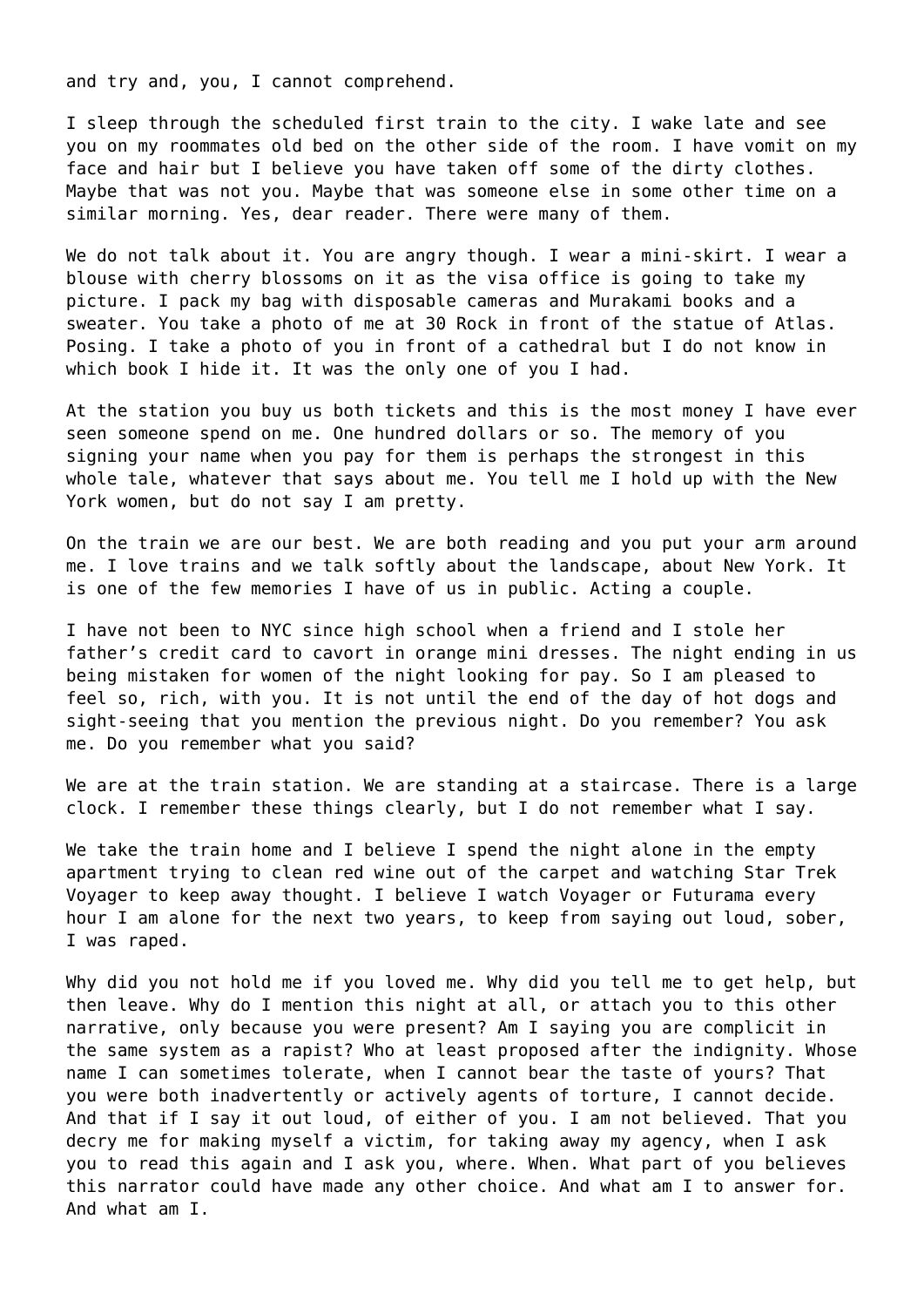and try and, you, I cannot comprehend.

I sleep through the scheduled first train to the city. I wake late and see you on my roommates old bed on the other side of the room. I have vomit on my face and hair but I believe you have taken off some of the dirty clothes. Maybe that was not you. Maybe that was someone else in some other time on a similar morning. Yes, dear reader. There were many of them.

We do not talk about it. You are angry though. I wear a mini-skirt. I wear a blouse with cherry blossoms on it as the visa office is going to take my picture. I pack my bag with disposable cameras and Murakami books and a sweater. You take a photo of me at 30 Rock in front of the statue of Atlas. Posing. I take a photo of you in front of a cathedral but I do not know in which book I hide it. It was the only one of you I had.

At the station you buy us both tickets and this is the most money I have ever seen someone spend on me. One hundred dollars or so. The memory of you signing your name when you pay for them is perhaps the strongest in this whole tale, whatever that says about me. You tell me I hold up with the New York women, but do not say I am pretty.

On the train we are our best. We are both reading and you put your arm around me. I love trains and we talk softly about the landscape, about New York. It is one of the few memories I have of us in public. Acting a couple.

I have not been to NYC since high school when a friend and I stole her father's credit card to cavort in orange mini dresses. The night ending in us being mistaken for women of the night looking for pay. So I am pleased to feel so, rich, with you. It is not until the end of the day of hot dogs and sight-seeing that you mention the previous night. Do you remember? You ask me. Do you remember what you said?

We are at the train station. We are standing at a staircase. There is a large clock. I remember these things clearly, but I do not remember what I say.

We take the train home and I believe I spend the night alone in the empty apartment trying to clean red wine out of the carpet and watching Star Trek Voyager to keep away thought. I believe I watch Voyager or Futurama every hour I am alone for the next two years, to keep from saying out loud, sober, I was raped.

Why did you not hold me if you loved me. Why did you tell me to get help, but then leave. Why do I mention this night at all, or attach you to this other narrative, only because you were present? Am I saying you are complicit in the same system as a rapist? Who at least proposed after the indignity. Whose name I can sometimes tolerate, when I cannot bear the taste of yours? That you were both inadvertently or actively agents of torture, I cannot decide. And that if I say it out loud, of either of you. I am not believed. That you decry me for making myself a victim, for taking away my agency, when I ask you to read this again and I ask you, where. When. What part of you believes this narrator could have made any other choice. And what am I to answer for. And what am I.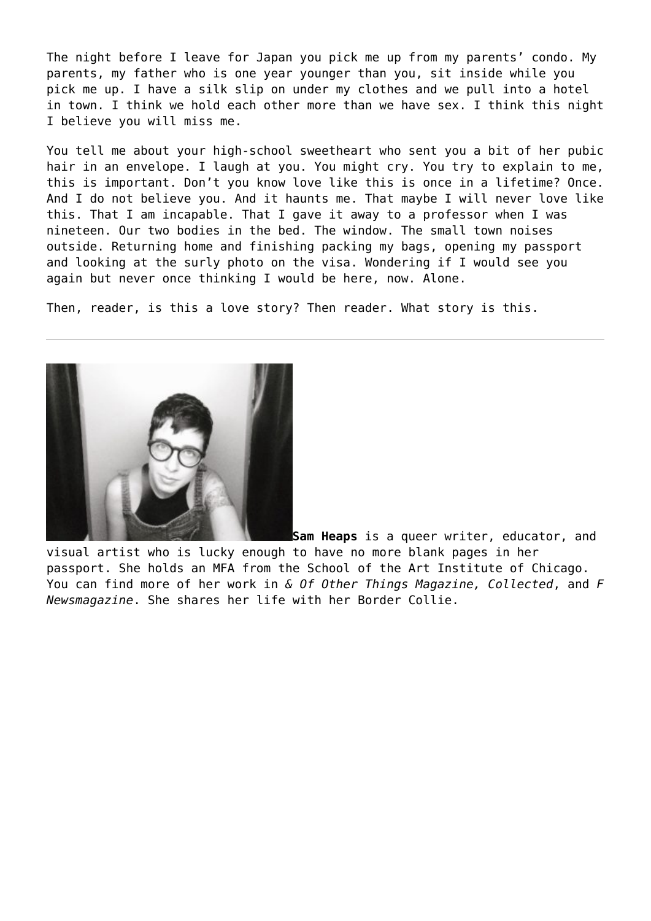The night before I leave for Japan you pick me up from my parents' condo. My parents, my father who is one year younger than you, sit inside while you pick me up. I have a silk slip on under my clothes and we pull into a hotel in town. I think we hold each other more than we have sex. I think this night I believe you will miss me.

You tell me about your high-school sweetheart who sent you a bit of her pubic hair in an envelope. I laugh at you. You might cry. You try to explain to me, this is important. Don't you know love like this is once in a lifetime? Once. And I do not believe you. And it haunts me. That maybe I will never love like this. That I am incapable. That I gave it away to a professor when I was nineteen. Our two bodies in the bed. The window. The small town noises outside. Returning home and finishing packing my bags, opening my passport and looking at the surly photo on the visa. Wondering if I would see you again but never once thinking I would be here, now. Alone.

Then, reader, is this a love story? Then reader. What story is this.

---

**Sam Heaps** is a queer writer, educator, and visual artist who is lucky enough to have no more blank pages in her passport. She holds an MFA from the School of the Art Institute of Chicago. You can find more of her work in *& Of Other Things Magazine, Collected*, and *F Newsmagazine*. She shares her life with her Border Collie.